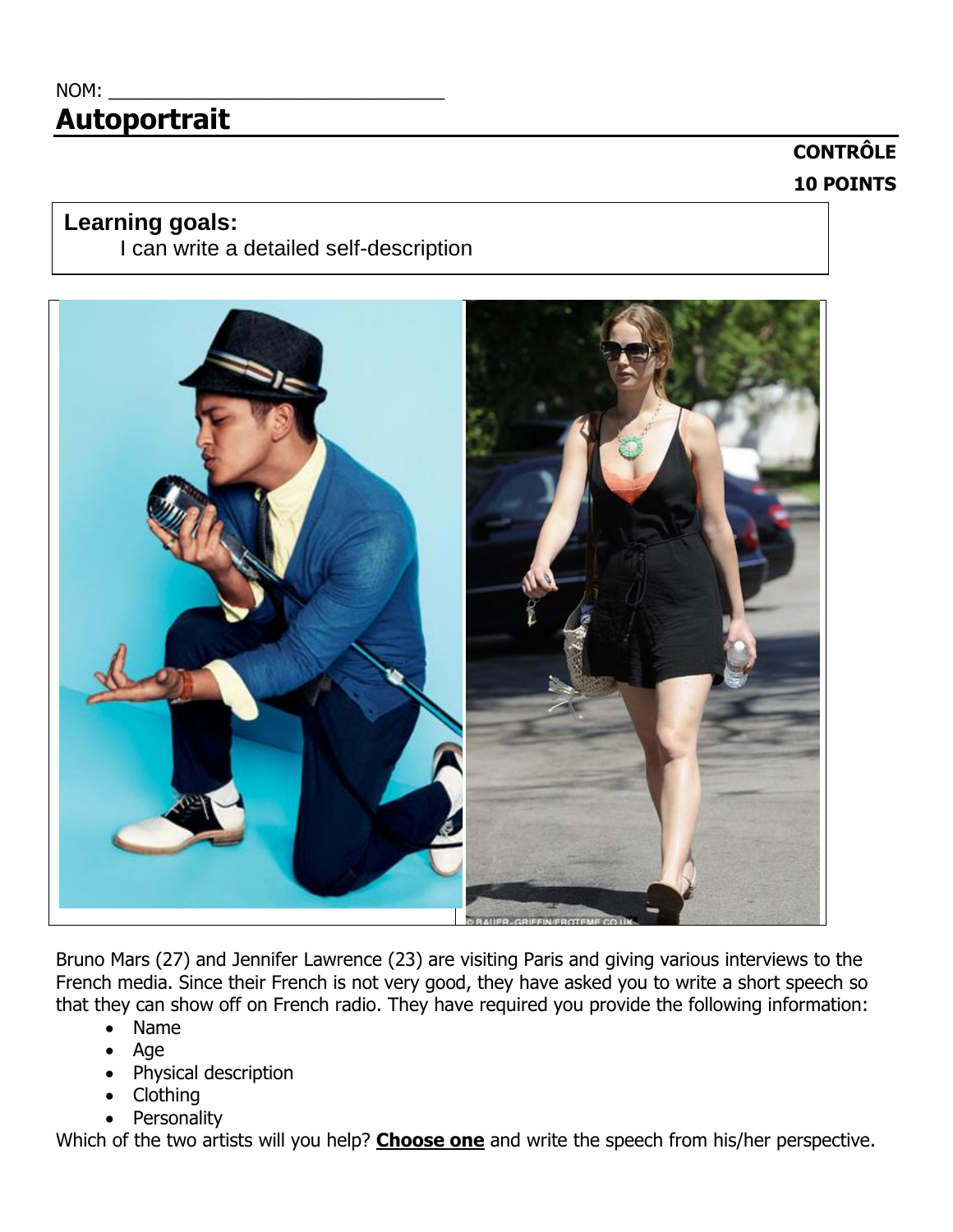NOM: ______________________________

# Autoportrait

**CONTRÔLE**

**10 POINTS**

**Learning goals:**
I can write a detailed self-description

Bruno Mars (27) and Jennifer Lawrence (23) are visiting Paris and giving various interviews to the French media. Since their French is not very good, they have asked you to write a short speech so that they can show off on French radio. They have required you provide the following information:

- Name
- Age
- Physical description
- Clothing
- Personality

Which of the two artists will you help? **Choose one** and write the speech from his/her perspective.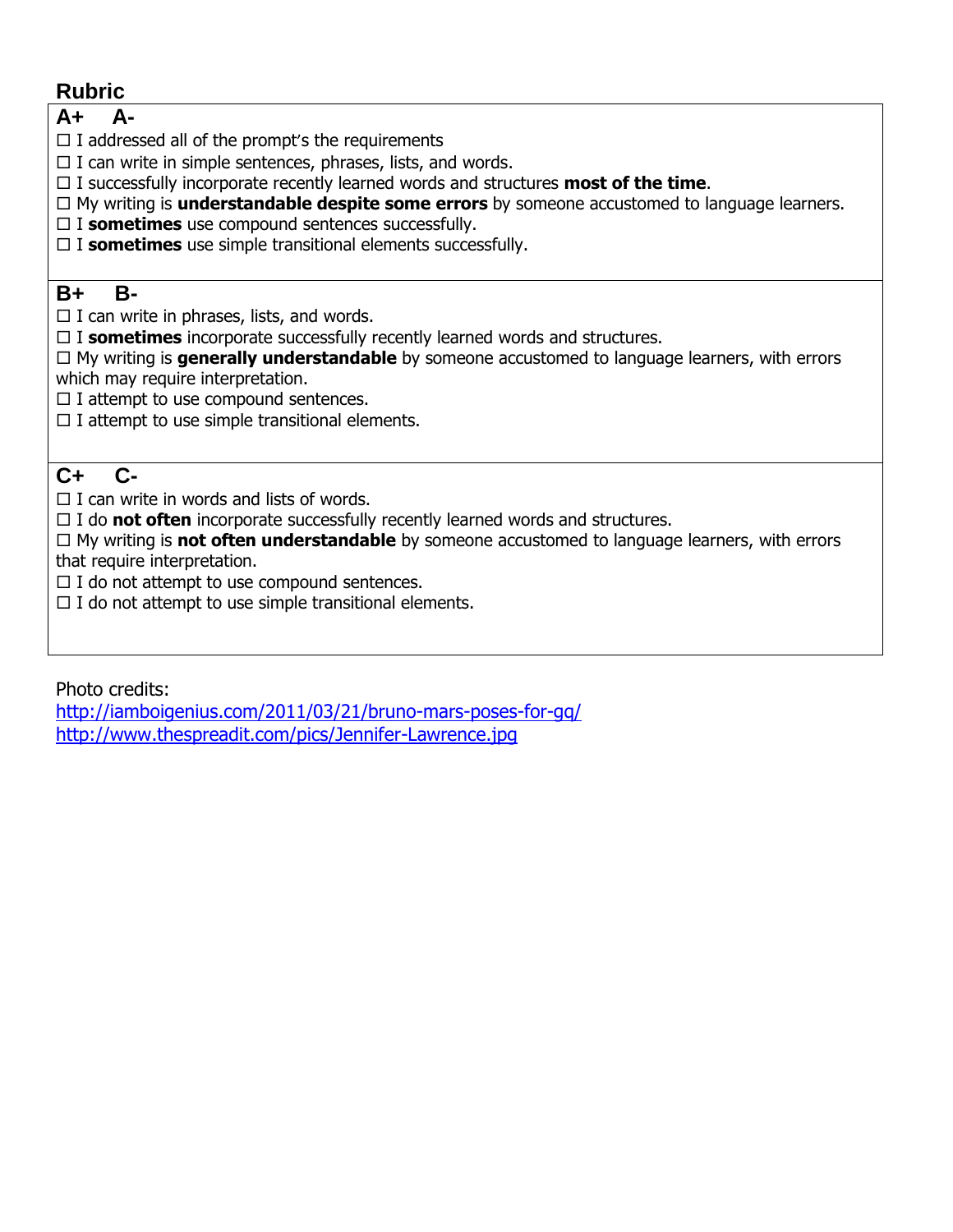## Rubric

### A+ A-

☐ I addressed all of the prompt's the requirements
☐ I can write in simple sentences, phrases, lists, and words.
☐ I successfully incorporate recently learned words and structures **most of the time**.
☐ My writing is **understandable despite some errors** by someone accustomed to language learners.
☐ I **sometimes** use compound sentences successfully.
☐ I **sometimes** use simple transitional elements successfully.

### B+ B-

☐ I can write in phrases, lists, and words.
☐ I **sometimes** incorporate successfully recently learned words and structures.
☐ My writing is **generally understandable** by someone accustomed to language learners, with errors which may require interpretation.
☐ I attempt to use compound sentences.
☐ I attempt to use simple transitional elements.

### C+ C-

☐ I can write in words and lists of words.
☐ I do **not often** incorporate successfully recently learned words and structures.
☐ My writing is **not often understandable** by someone accustomed to language learners, with errors that require interpretation.
☐ I do not attempt to use compound sentences.
☐ I do not attempt to use simple transitional elements.

Photo credits:
http://iamboigenius.com/2011/03/21/bruno-mars-poses-for-gq/
http://www.thespreadit.com/pics/Jennifer-Lawrence.jpg